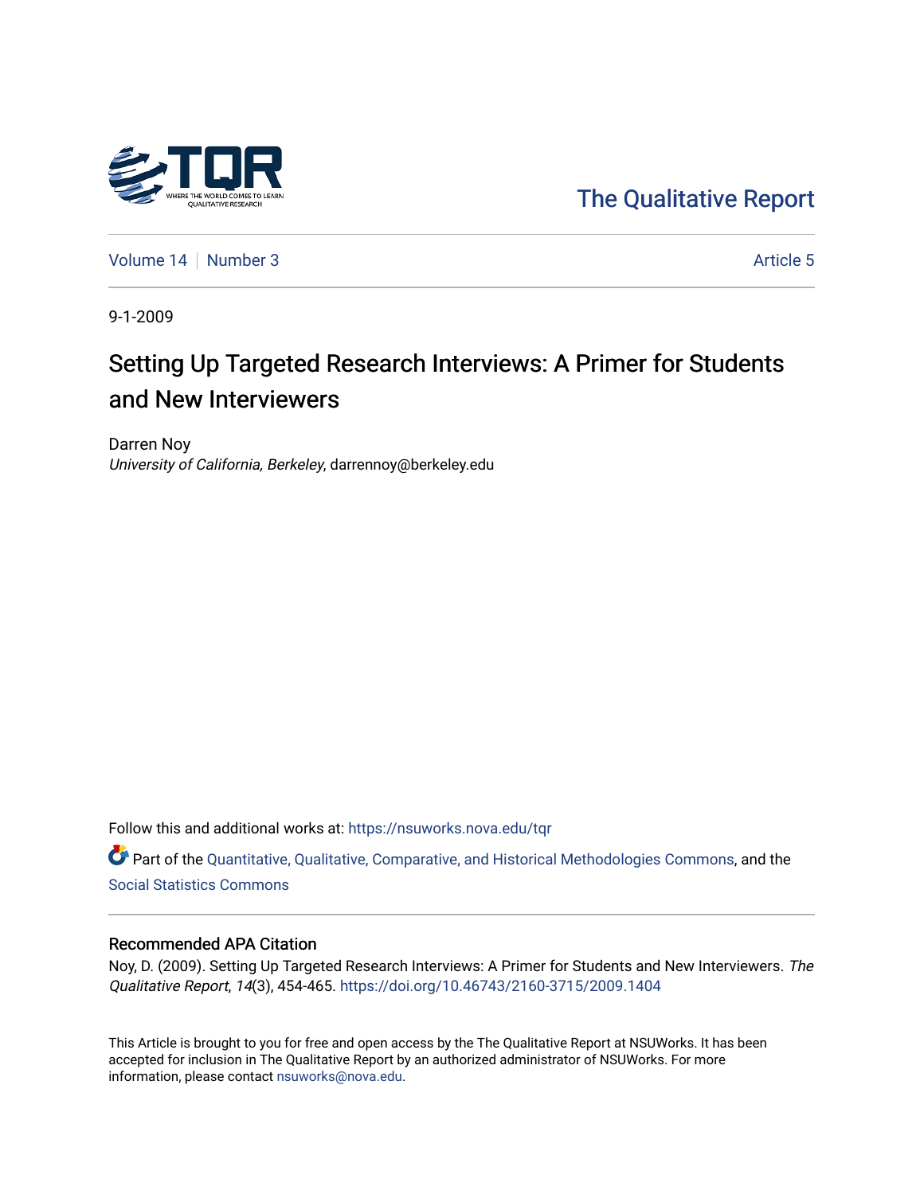The Qualitative Report

Volume 14 | Number 3 | Article 5

9-1-2009

# Setting Up Targeted Research Interviews: A Primer for Students and New Interviewers

Darren Noy
*University of California, Berkeley*, darrennoy@berkeley.edu

Follow this and additional works at: https://nsuworks.nova.edu/tqr

Part of the Quantitative, Qualitative, Comparative, and Historical Methodologies Commons, and the Social Statistics Commons

## Recommended APA Citation

Noy, D. (2009). Setting Up Targeted Research Interviews: A Primer for Students and New Interviewers. *The Qualitative Report*, *14*(3), 454-465. https://doi.org/10.46743/2160-3715/2009.1404

This Article is brought to you for free and open access by the The Qualitative Report at NSUWorks. It has been accepted for inclusion in The Qualitative Report by an authorized administrator of NSUWorks. For more information, please contact nsuworks@nova.edu.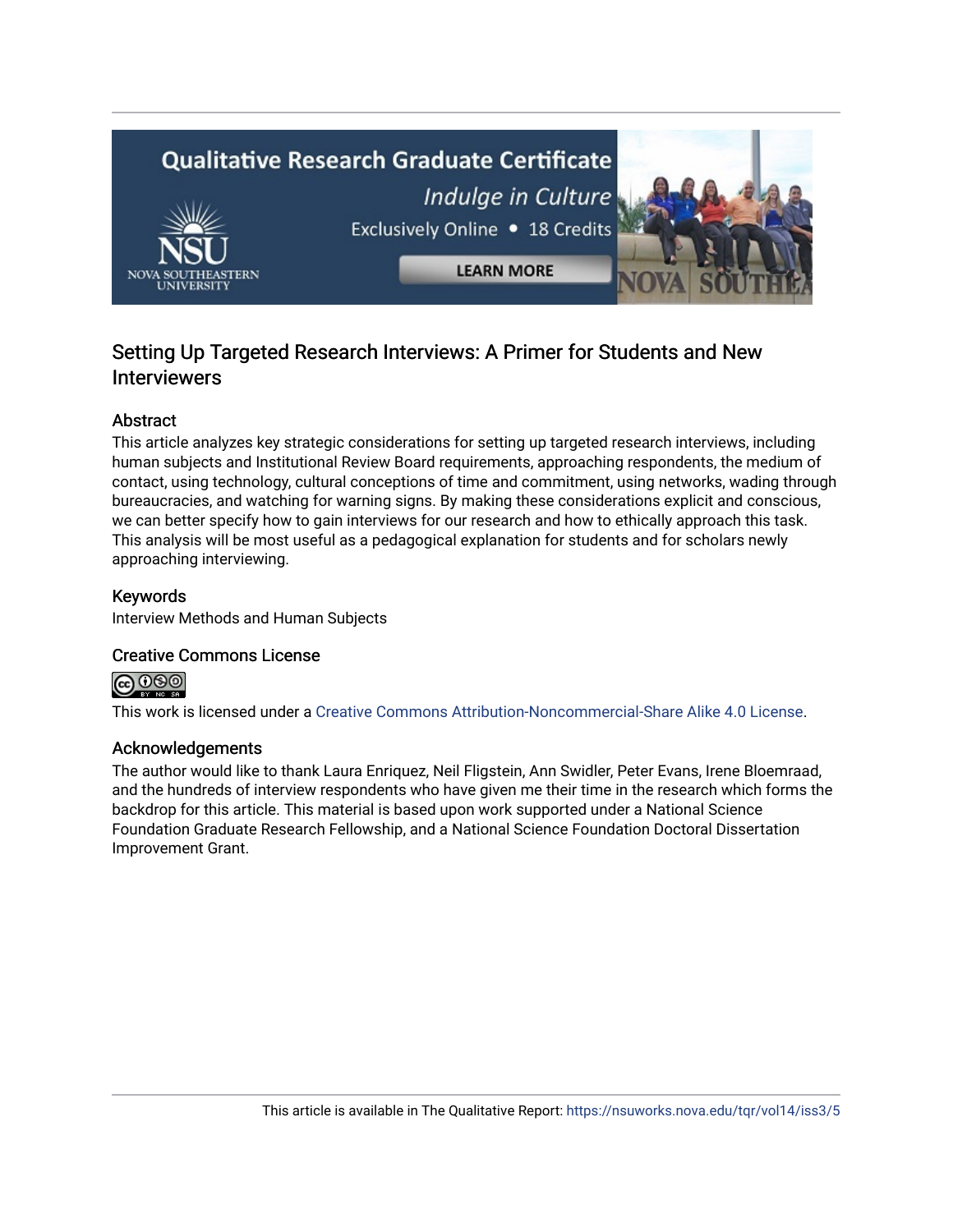Qualitative Research Graduate Certificate

*Indulge in Culture*

Exclusively Online • 18 Credits

LEARN MORE

## Setting Up Targeted Research Interviews: A Primer for Students and New Interviewers

### Abstract

This article analyzes key strategic considerations for setting up targeted research interviews, including human subjects and Institutional Review Board requirements, approaching respondents, the medium of contact, using technology, cultural conceptions of time and commitment, using networks, wading through bureaucracies, and watching for warning signs. By making these considerations explicit and conscious, we can better specify how to gain interviews for our research and how to ethically approach this task. This analysis will be most useful as a pedagogical explanation for students and for scholars newly approaching interviewing.

### Keywords

Interview Methods and Human Subjects

### Creative Commons License

This work is licensed under a Creative Commons Attribution-Noncommercial-Share Alike 4.0 License.

### Acknowledgements

The author would like to thank Laura Enriquez, Neil Fligstein, Ann Swidler, Peter Evans, Irene Bloemraad, and the hundreds of interview respondents who have given me their time in the research which forms the backdrop for this article. This material is based upon work supported under a National Science Foundation Graduate Research Fellowship, and a National Science Foundation Doctoral Dissertation Improvement Grant.

This article is available in The Qualitative Report: https://nsuworks.nova.edu/tqr/vol14/iss3/5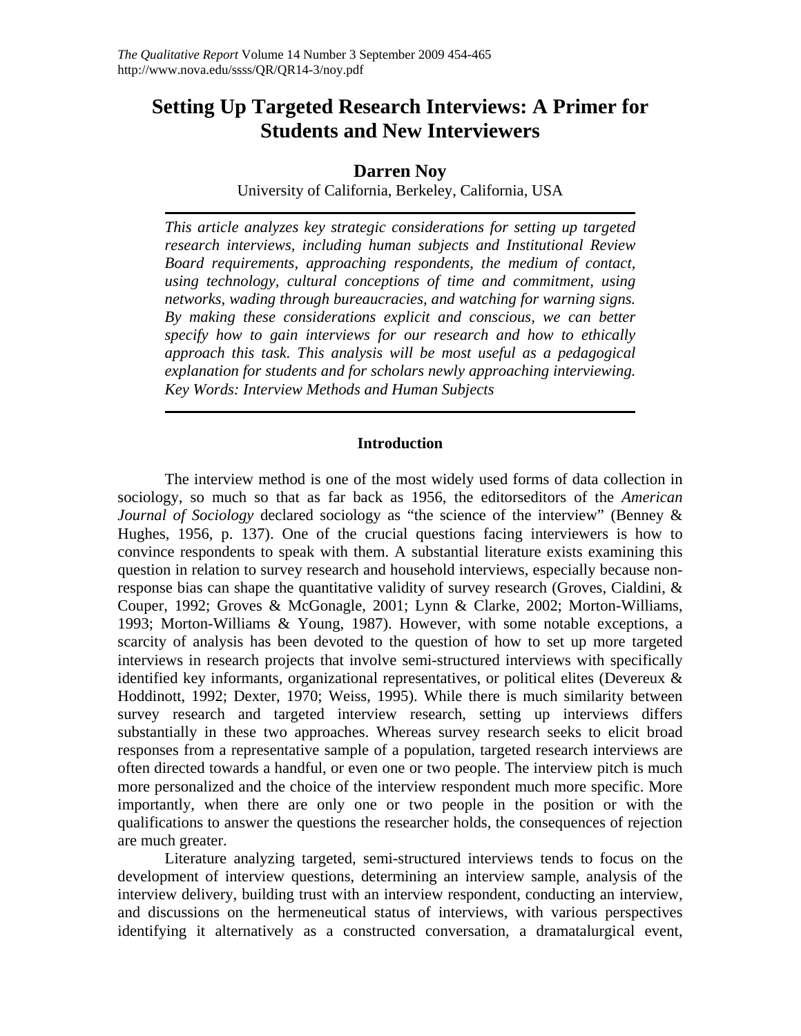# Setting Up Targeted Research Interviews: A Primer for Students and New Interviewers

## Darren Noy

University of California, Berkeley, California, USA

*This article analyzes key strategic considerations for setting up targeted research interviews, including human subjects and Institutional Review Board requirements, approaching respondents, the medium of contact, using technology, cultural conceptions of time and commitment, using networks, wading through bureaucracies, and watching for warning signs. By making these considerations explicit and conscious, we can better specify how to gain interviews for our research and how to ethically approach this task. This analysis will be most useful as a pedagogical explanation for students and for scholars newly approaching interviewing. Key Words: Interview Methods and Human Subjects*

### Introduction

The interview method is one of the most widely used forms of data collection in sociology, so much so that as far back as 1956, the editorseditors of the *American Journal of Sociology* declared sociology as "the science of the interview" (Benney & Hughes, 1956, p. 137). One of the crucial questions facing interviewers is how to convince respondents to speak with them. A substantial literature exists examining this question in relation to survey research and household interviews, especially because non-response bias can shape the quantitative validity of survey research (Groves, Cialdini, & Couper, 1992; Groves & McGonagle, 2001; Lynn & Clarke, 2002; Morton-Williams, 1993; Morton-Williams & Young, 1987). However, with some notable exceptions, a scarcity of analysis has been devoted to the question of how to set up more targeted interviews in research projects that involve semi-structured interviews with specifically identified key informants, organizational representatives, or political elites (Devereux & Hoddinott, 1992; Dexter, 1970; Weiss, 1995). While there is much similarity between survey research and targeted interview research, setting up interviews differs substantially in these two approaches. Whereas survey research seeks to elicit broad responses from a representative sample of a population, targeted research interviews are often directed towards a handful, or even one or two people. The interview pitch is much more personalized and the choice of the interview respondent much more specific. More importantly, when there are only one or two people in the position or with the qualifications to answer the questions the researcher holds, the consequences of rejection are much greater.

Literature analyzing targeted, semi-structured interviews tends to focus on the development of interview questions, determining an interview sample, analysis of the interview delivery, building trust with an interview respondent, conducting an interview, and discussions on the hermeneutical status of interviews, with various perspectives identifying it alternatively as a constructed conversation, a dramatalurgical event,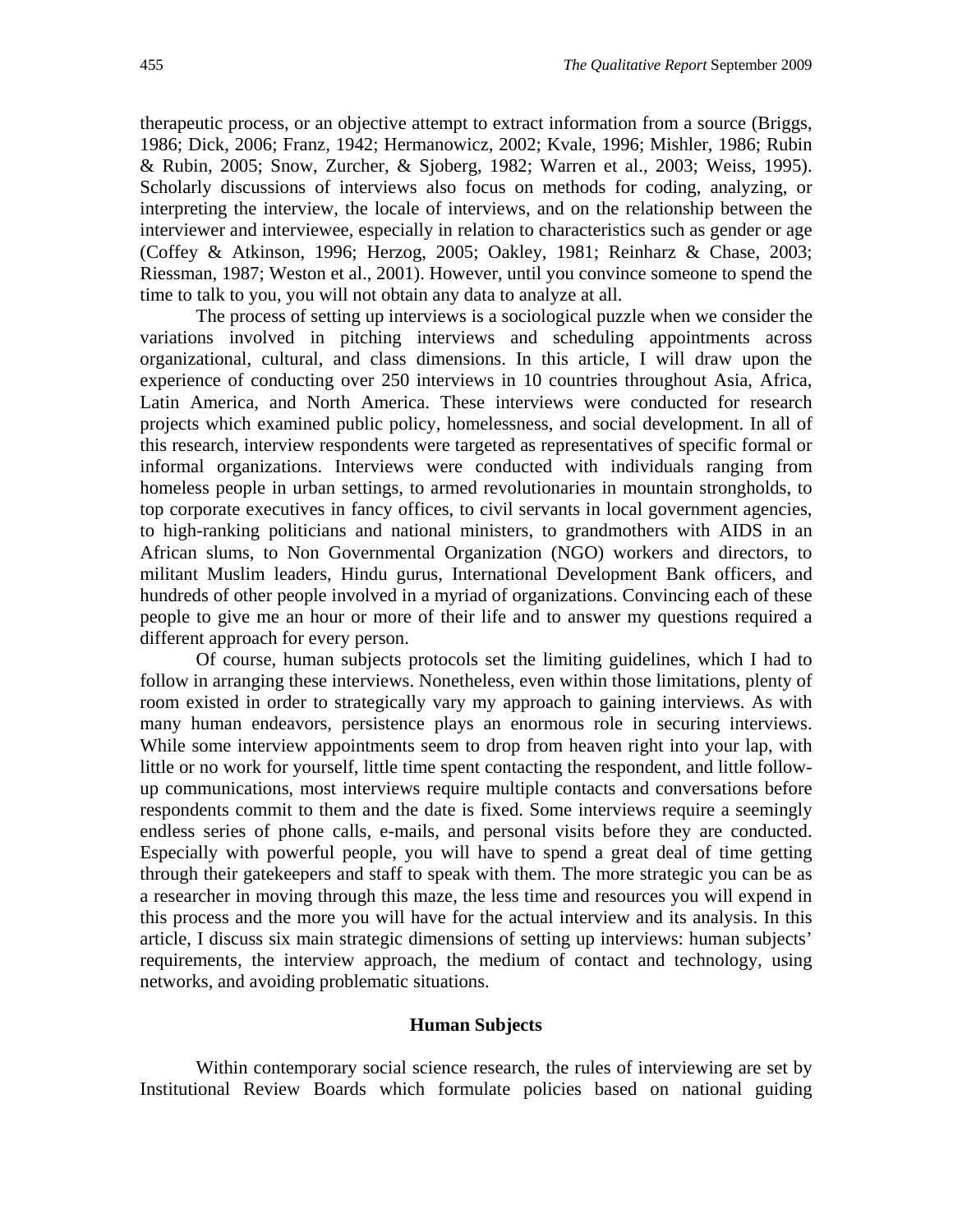therapeutic process, or an objective attempt to extract information from a source (Briggs, 1986; Dick, 2006; Franz, 1942; Hermanowicz, 2002; Kvale, 1996; Mishler, 1986; Rubin & Rubin, 2005; Snow, Zurcher, & Sjoberg, 1982; Warren et al., 2003; Weiss, 1995). Scholarly discussions of interviews also focus on methods for coding, analyzing, or interpreting the interview, the locale of interviews, and on the relationship between the interviewer and interviewee, especially in relation to characteristics such as gender or age (Coffey & Atkinson, 1996; Herzog, 2005; Oakley, 1981; Reinharz & Chase, 2003; Riessman, 1987; Weston et al., 2001). However, until you convince someone to spend the time to talk to you, you will not obtain any data to analyze at all.

The process of setting up interviews is a sociological puzzle when we consider the variations involved in pitching interviews and scheduling appointments across organizational, cultural, and class dimensions. In this article, I will draw upon the experience of conducting over 250 interviews in 10 countries throughout Asia, Africa, Latin America, and North America. These interviews were conducted for research projects which examined public policy, homelessness, and social development. In all of this research, interview respondents were targeted as representatives of specific formal or informal organizations. Interviews were conducted with individuals ranging from homeless people in urban settings, to armed revolutionaries in mountain strongholds, to top corporate executives in fancy offices, to civil servants in local government agencies, to high-ranking politicians and national ministers, to grandmothers with AIDS in an African slums, to Non Governmental Organization (NGO) workers and directors, to militant Muslim leaders, Hindu gurus, International Development Bank officers, and hundreds of other people involved in a myriad of organizations. Convincing each of these people to give me an hour or more of their life and to answer my questions required a different approach for every person.

Of course, human subjects protocols set the limiting guidelines, which I had to follow in arranging these interviews. Nonetheless, even within those limitations, plenty of room existed in order to strategically vary my approach to gaining interviews. As with many human endeavors, persistence plays an enormous role in securing interviews. While some interview appointments seem to drop from heaven right into your lap, with little or no work for yourself, little time spent contacting the respondent, and little follow-up communications, most interviews require multiple contacts and conversations before respondents commit to them and the date is fixed. Some interviews require a seemingly endless series of phone calls, e-mails, and personal visits before they are conducted. Especially with powerful people, you will have to spend a great deal of time getting through their gatekeepers and staff to speak with them. The more strategic you can be as a researcher in moving through this maze, the less time and resources you will expend in this process and the more you will have for the actual interview and its analysis. In this article, I discuss six main strategic dimensions of setting up interviews: human subjects' requirements, the interview approach, the medium of contact and technology, using networks, and avoiding problematic situations.

## Human Subjects

Within contemporary social science research, the rules of interviewing are set by Institutional Review Boards which formulate policies based on national guiding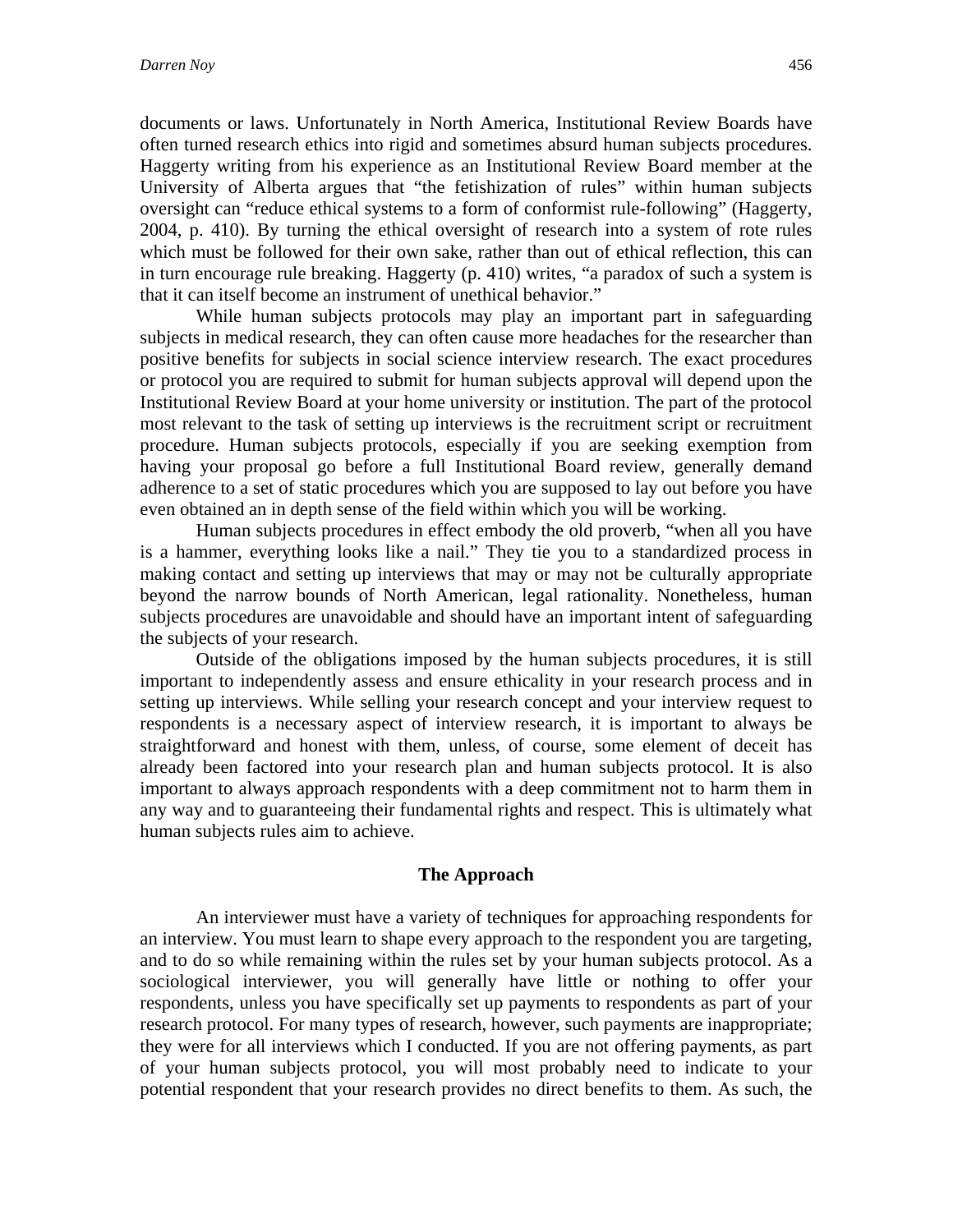documents or laws. Unfortunately in North America, Institutional Review Boards have often turned research ethics into rigid and sometimes absurd human subjects procedures. Haggerty writing from his experience as an Institutional Review Board member at the University of Alberta argues that "the fetishization of rules" within human subjects oversight can "reduce ethical systems to a form of conformist rule-following" (Haggerty, 2004, p. 410). By turning the ethical oversight of research into a system of rote rules which must be followed for their own sake, rather than out of ethical reflection, this can in turn encourage rule breaking. Haggerty (p. 410) writes, "a paradox of such a system is that it can itself become an instrument of unethical behavior."

While human subjects protocols may play an important part in safeguarding subjects in medical research, they can often cause more headaches for the researcher than positive benefits for subjects in social science interview research. The exact procedures or protocol you are required to submit for human subjects approval will depend upon the Institutional Review Board at your home university or institution. The part of the protocol most relevant to the task of setting up interviews is the recruitment script or recruitment procedure. Human subjects protocols, especially if you are seeking exemption from having your proposal go before a full Institutional Board review, generally demand adherence to a set of static procedures which you are supposed to lay out before you have even obtained an in depth sense of the field within which you will be working.

Human subjects procedures in effect embody the old proverb, "when all you have is a hammer, everything looks like a nail." They tie you to a standardized process in making contact and setting up interviews that may or may not be culturally appropriate beyond the narrow bounds of North American, legal rationality. Nonetheless, human subjects procedures are unavoidable and should have an important intent of safeguarding the subjects of your research.

Outside of the obligations imposed by the human subjects procedures, it is still important to independently assess and ensure ethicality in your research process and in setting up interviews. While selling your research concept and your interview request to respondents is a necessary aspect of interview research, it is important to always be straightforward and honest with them, unless, of course, some element of deceit has already been factored into your research plan and human subjects protocol. It is also important to always approach respondents with a deep commitment not to harm them in any way and to guaranteeing their fundamental rights and respect. This is ultimately what human subjects rules aim to achieve.

## The Approach

An interviewer must have a variety of techniques for approaching respondents for an interview. You must learn to shape every approach to the respondent you are targeting, and to do so while remaining within the rules set by your human subjects protocol. As a sociological interviewer, you will generally have little or nothing to offer your respondents, unless you have specifically set up payments to respondents as part of your research protocol. For many types of research, however, such payments are inappropriate; they were for all interviews which I conducted. If you are not offering payments, as part of your human subjects protocol, you will most probably need to indicate to your potential respondent that your research provides no direct benefits to them. As such, the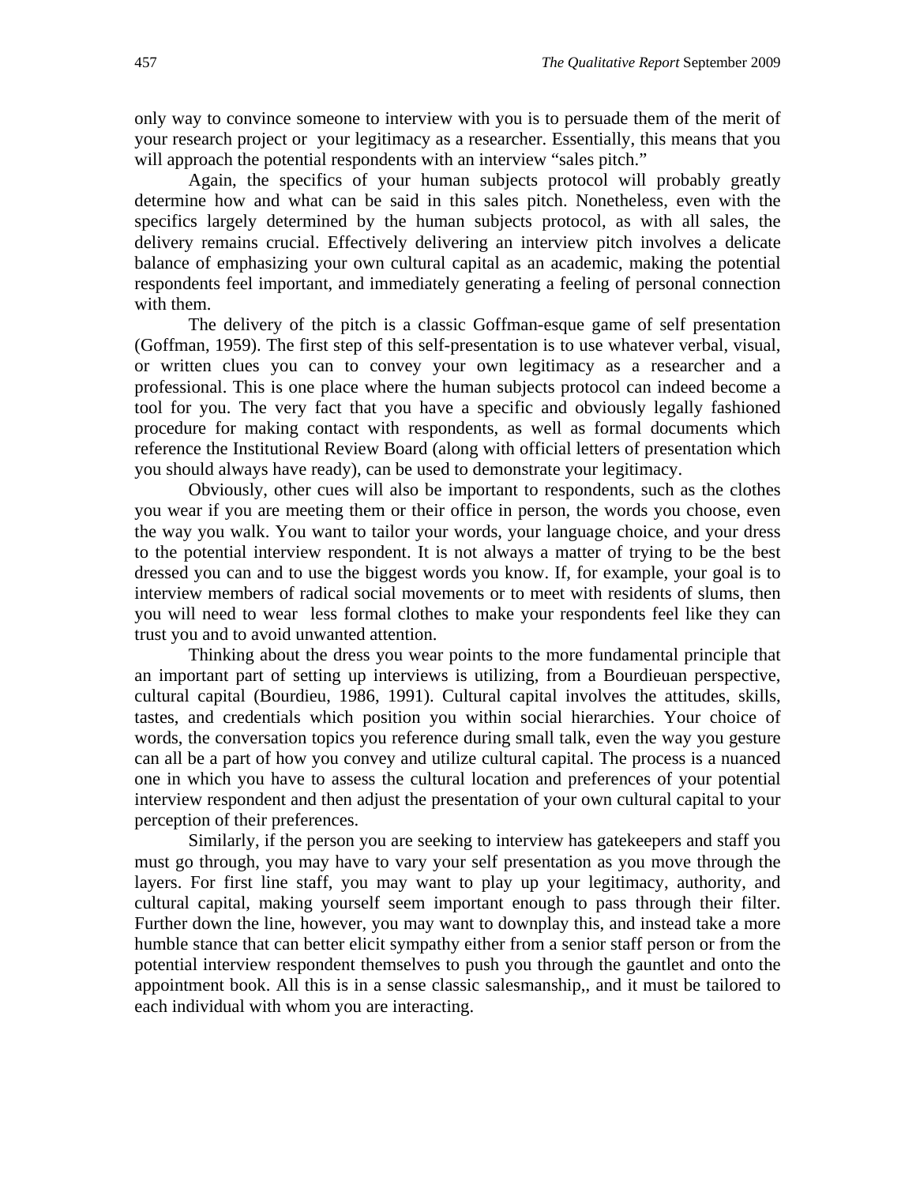only way to convince someone to interview with you is to persuade them of the merit of your research project or your legitimacy as a researcher. Essentially, this means that you will approach the potential respondents with an interview "sales pitch."

Again, the specifics of your human subjects protocol will probably greatly determine how and what can be said in this sales pitch. Nonetheless, even with the specifics largely determined by the human subjects protocol, as with all sales, the delivery remains crucial. Effectively delivering an interview pitch involves a delicate balance of emphasizing your own cultural capital as an academic, making the potential respondents feel important, and immediately generating a feeling of personal connection with them.

The delivery of the pitch is a classic Goffman-esque game of self presentation (Goffman, 1959). The first step of this self-presentation is to use whatever verbal, visual, or written clues you can to convey your own legitimacy as a researcher and a professional. This is one place where the human subjects protocol can indeed become a tool for you. The very fact that you have a specific and obviously legally fashioned procedure for making contact with respondents, as well as formal documents which reference the Institutional Review Board (along with official letters of presentation which you should always have ready), can be used to demonstrate your legitimacy.

Obviously, other cues will also be important to respondents, such as the clothes you wear if you are meeting them or their office in person, the words you choose, even the way you walk. You want to tailor your words, your language choice, and your dress to the potential interview respondent. It is not always a matter of trying to be the best dressed you can and to use the biggest words you know. If, for example, your goal is to interview members of radical social movements or to meet with residents of slums, then you will need to wear less formal clothes to make your respondents feel like they can trust you and to avoid unwanted attention.

Thinking about the dress you wear points to the more fundamental principle that an important part of setting up interviews is utilizing, from a Bourdieuan perspective, cultural capital (Bourdieu, 1986, 1991). Cultural capital involves the attitudes, skills, tastes, and credentials which position you within social hierarchies. Your choice of words, the conversation topics you reference during small talk, even the way you gesture can all be a part of how you convey and utilize cultural capital. The process is a nuanced one in which you have to assess the cultural location and preferences of your potential interview respondent and then adjust the presentation of your own cultural capital to your perception of their preferences.

Similarly, if the person you are seeking to interview has gatekeepers and staff you must go through, you may have to vary your self presentation as you move through the layers. For first line staff, you may want to play up your legitimacy, authority, and cultural capital, making yourself seem important enough to pass through their filter. Further down the line, however, you may want to downplay this, and instead take a more humble stance that can better elicit sympathy either from a senior staff person or from the potential interview respondent themselves to push you through the gauntlet and onto the appointment book. All this is in a sense classic salesmanship,, and it must be tailored to each individual with whom you are interacting.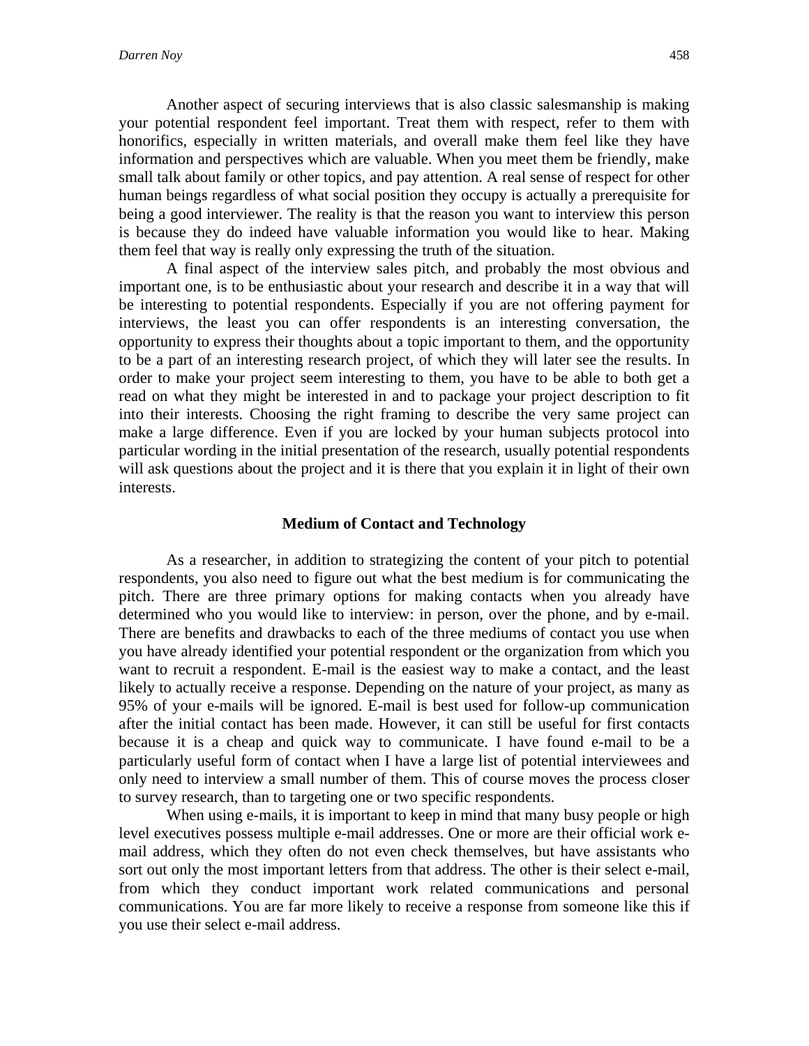Another aspect of securing interviews that is also classic salesmanship is making your potential respondent feel important. Treat them with respect, refer to them with honorifics, especially in written materials, and overall make them feel like they have information and perspectives which are valuable. When you meet them be friendly, make small talk about family or other topics, and pay attention. A real sense of respect for other human beings regardless of what social position they occupy is actually a prerequisite for being a good interviewer. The reality is that the reason you want to interview this person is because they do indeed have valuable information you would like to hear. Making them feel that way is really only expressing the truth of the situation.

A final aspect of the interview sales pitch, and probably the most obvious and important one, is to be enthusiastic about your research and describe it in a way that will be interesting to potential respondents. Especially if you are not offering payment for interviews, the least you can offer respondents is an interesting conversation, the opportunity to express their thoughts about a topic important to them, and the opportunity to be a part of an interesting research project, of which they will later see the results. In order to make your project seem interesting to them, you have to be able to both get a read on what they might be interested in and to package your project description to fit into their interests. Choosing the right framing to describe the very same project can make a large difference. Even if you are locked by your human subjects protocol into particular wording in the initial presentation of the research, usually potential respondents will ask questions about the project and it is there that you explain it in light of their own interests.

## Medium of Contact and Technology

As a researcher, in addition to strategizing the content of your pitch to potential respondents, you also need to figure out what the best medium is for communicating the pitch. There are three primary options for making contacts when you already have determined who you would like to interview: in person, over the phone, and by e-mail. There are benefits and drawbacks to each of the three mediums of contact you use when you have already identified your potential respondent or the organization from which you want to recruit a respondent. E-mail is the easiest way to make a contact, and the least likely to actually receive a response. Depending on the nature of your project, as many as 95% of your e-mails will be ignored. E-mail is best used for follow-up communication after the initial contact has been made. However, it can still be useful for first contacts because it is a cheap and quick way to communicate. I have found e-mail to be a particularly useful form of contact when I have a large list of potential interviewees and only need to interview a small number of them. This of course moves the process closer to survey research, than to targeting one or two specific respondents.

When using e-mails, it is important to keep in mind that many busy people or high level executives possess multiple e-mail addresses. One or more are their official work e-mail address, which they often do not even check themselves, but have assistants who sort out only the most important letters from that address. The other is their select e-mail, from which they conduct important work related communications and personal communications. You are far more likely to receive a response from someone like this if you use their select e-mail address.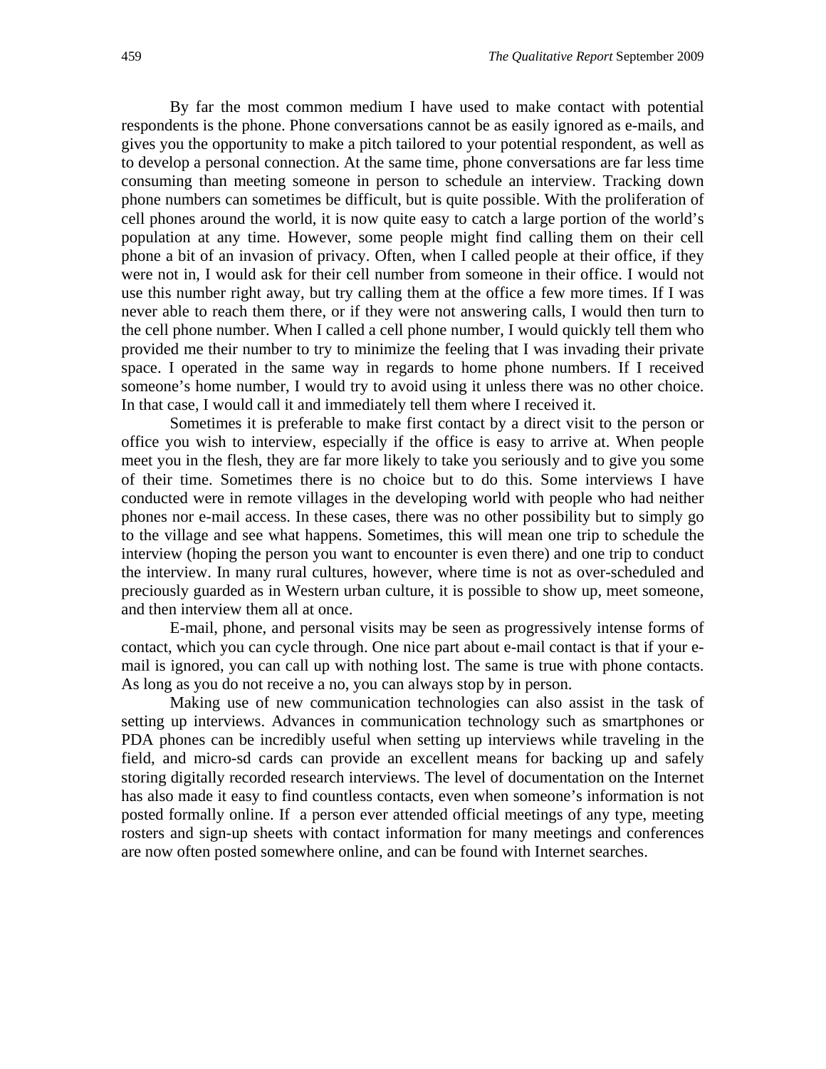By far the most common medium I have used to make contact with potential respondents is the phone. Phone conversations cannot be as easily ignored as e-mails, and gives you the opportunity to make a pitch tailored to your potential respondent, as well as to develop a personal connection. At the same time, phone conversations are far less time consuming than meeting someone in person to schedule an interview. Tracking down phone numbers can sometimes be difficult, but is quite possible. With the proliferation of cell phones around the world, it is now quite easy to catch a large portion of the world's population at any time. However, some people might find calling them on their cell phone a bit of an invasion of privacy. Often, when I called people at their office, if they were not in, I would ask for their cell number from someone in their office. I would not use this number right away, but try calling them at the office a few more times. If I was never able to reach them there, or if they were not answering calls, I would then turn to the cell phone number. When I called a cell phone number, I would quickly tell them who provided me their number to try to minimize the feeling that I was invading their private space. I operated in the same way in regards to home phone numbers. If I received someone's home number, I would try to avoid using it unless there was no other choice. In that case, I would call it and immediately tell them where I received it.

Sometimes it is preferable to make first contact by a direct visit to the person or office you wish to interview, especially if the office is easy to arrive at. When people meet you in the flesh, they are far more likely to take you seriously and to give you some of their time. Sometimes there is no choice but to do this. Some interviews I have conducted were in remote villages in the developing world with people who had neither phones nor e-mail access. In these cases, there was no other possibility but to simply go to the village and see what happens. Sometimes, this will mean one trip to schedule the interview (hoping the person you want to encounter is even there) and one trip to conduct the interview. In many rural cultures, however, where time is not as over-scheduled and preciously guarded as in Western urban culture, it is possible to show up, meet someone, and then interview them all at once.

E-mail, phone, and personal visits may be seen as progressively intense forms of contact, which you can cycle through. One nice part about e-mail contact is that if your e-mail is ignored, you can call up with nothing lost. The same is true with phone contacts. As long as you do not receive a no, you can always stop by in person.

Making use of new communication technologies can also assist in the task of setting up interviews. Advances in communication technology such as smartphones or PDA phones can be incredibly useful when setting up interviews while traveling in the field, and micro-sd cards can provide an excellent means for backing up and safely storing digitally recorded research interviews. The level of documentation on the Internet has also made it easy to find countless contacts, even when someone's information is not posted formally online. If a person ever attended official meetings of any type, meeting rosters and sign-up sheets with contact information for many meetings and conferences are now often posted somewhere online, and can be found with Internet searches.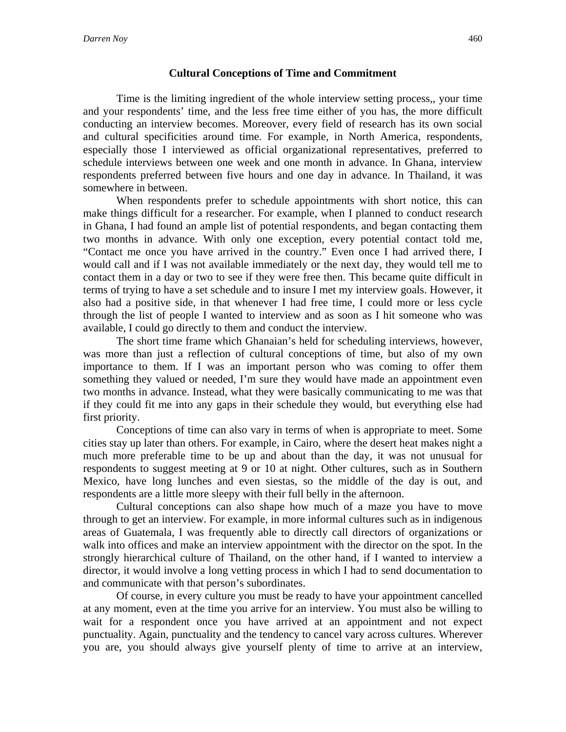### Cultural Conceptions of Time and Commitment

Time is the limiting ingredient of the whole interview setting process,, your time and your respondents' time, and the less free time either of you has, the more difficult conducting an interview becomes. Moreover, every field of research has its own social and cultural specificities around time. For example, in North America, respondents, especially those I interviewed as official organizational representatives, preferred to schedule interviews between one week and one month in advance. In Ghana, interview respondents preferred between five hours and one day in advance. In Thailand, it was somewhere in between.

When respondents prefer to schedule appointments with short notice, this can make things difficult for a researcher. For example, when I planned to conduct research in Ghana, I had found an ample list of potential respondents, and began contacting them two months in advance. With only one exception, every potential contact told me, "Contact me once you have arrived in the country." Even once I had arrived there, I would call and if I was not available immediately or the next day, they would tell me to contact them in a day or two to see if they were free then. This became quite difficult in terms of trying to have a set schedule and to insure I met my interview goals. However, it also had a positive side, in that whenever I had free time, I could more or less cycle through the list of people I wanted to interview and as soon as I hit someone who was available, I could go directly to them and conduct the interview.

The short time frame which Ghanaian's held for scheduling interviews, however, was more than just a reflection of cultural conceptions of time, but also of my own importance to them. If I was an important person who was coming to offer them something they valued or needed, I'm sure they would have made an appointment even two months in advance. Instead, what they were basically communicating to me was that if they could fit me into any gaps in their schedule they would, but everything else had first priority.

Conceptions of time can also vary in terms of when is appropriate to meet. Some cities stay up later than others. For example, in Cairo, where the desert heat makes night a much more preferable time to be up and about than the day, it was not unusual for respondents to suggest meeting at 9 or 10 at night. Other cultures, such as in Southern Mexico, have long lunches and even siestas, so the middle of the day is out, and respondents are a little more sleepy with their full belly in the afternoon.

Cultural conceptions can also shape how much of a maze you have to move through to get an interview. For example, in more informal cultures such as in indigenous areas of Guatemala, I was frequently able to directly call directors of organizations or walk into offices and make an interview appointment with the director on the spot. In the strongly hierarchical culture of Thailand, on the other hand, if I wanted to interview a director, it would involve a long vetting process in which I had to send documentation to and communicate with that person's subordinates.

Of course, in every culture you must be ready to have your appointment cancelled at any moment, even at the time you arrive for an interview. You must also be willing to wait for a respondent once you have arrived at an appointment and not expect punctuality. Again, punctuality and the tendency to cancel vary across cultures. Wherever you are, you should always give yourself plenty of time to arrive at an interview,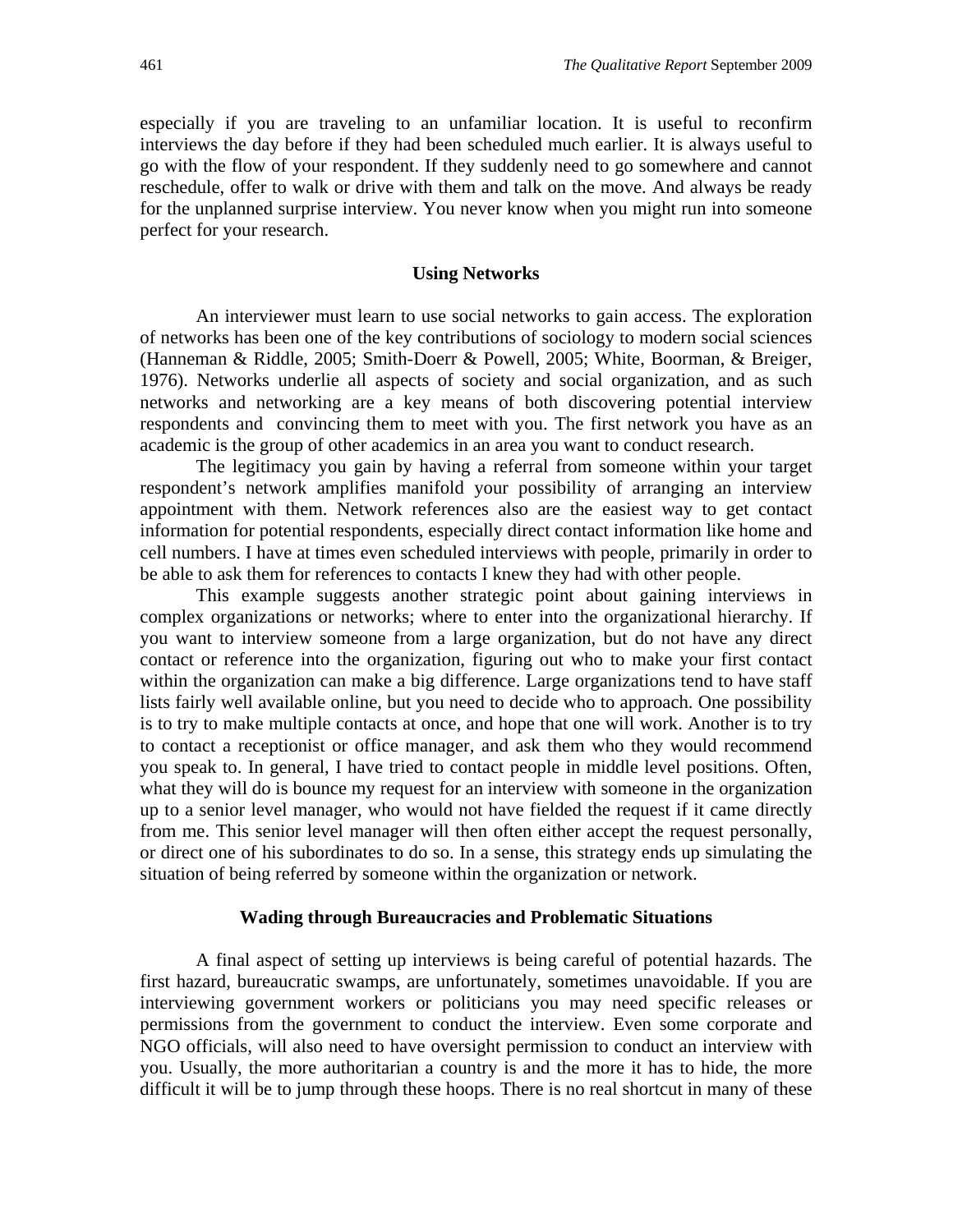especially if you are traveling to an unfamiliar location. It is useful to reconfirm interviews the day before if they had been scheduled much earlier. It is always useful to go with the flow of your respondent. If they suddenly need to go somewhere and cannot reschedule, offer to walk or drive with them and talk on the move. And always be ready for the unplanned surprise interview. You never know when you might run into someone perfect for your research.

### Using Networks

An interviewer must learn to use social networks to gain access. The exploration of networks has been one of the key contributions of sociology to modern social sciences (Hanneman & Riddle, 2005; Smith-Doerr & Powell, 2005; White, Boorman, & Breiger, 1976). Networks underlie all aspects of society and social organization, and as such networks and networking are a key means of both discovering potential interview respondents and convincing them to meet with you. The first network you have as an academic is the group of other academics in an area you want to conduct research.

The legitimacy you gain by having a referral from someone within your target respondent's network amplifies manifold your possibility of arranging an interview appointment with them. Network references also are the easiest way to get contact information for potential respondents, especially direct contact information like home and cell numbers. I have at times even scheduled interviews with people, primarily in order to be able to ask them for references to contacts I knew they had with other people.

This example suggests another strategic point about gaining interviews in complex organizations or networks; where to enter into the organizational hierarchy. If you want to interview someone from a large organization, but do not have any direct contact or reference into the organization, figuring out who to make your first contact within the organization can make a big difference. Large organizations tend to have staff lists fairly well available online, but you need to decide who to approach. One possibility is to try to make multiple contacts at once, and hope that one will work. Another is to try to contact a receptionist or office manager, and ask them who they would recommend you speak to. In general, I have tried to contact people in middle level positions. Often, what they will do is bounce my request for an interview with someone in the organization up to a senior level manager, who would not have fielded the request if it came directly from me. This senior level manager will then often either accept the request personally, or direct one of his subordinates to do so. In a sense, this strategy ends up simulating the situation of being referred by someone within the organization or network.

### Wading through Bureaucracies and Problematic Situations

A final aspect of setting up interviews is being careful of potential hazards. The first hazard, bureaucratic swamps, are unfortunately, sometimes unavoidable. If you are interviewing government workers or politicians you may need specific releases or permissions from the government to conduct the interview. Even some corporate and NGO officials, will also need to have oversight permission to conduct an interview with you. Usually, the more authoritarian a country is and the more it has to hide, the more difficult it will be to jump through these hoops. There is no real shortcut in many of these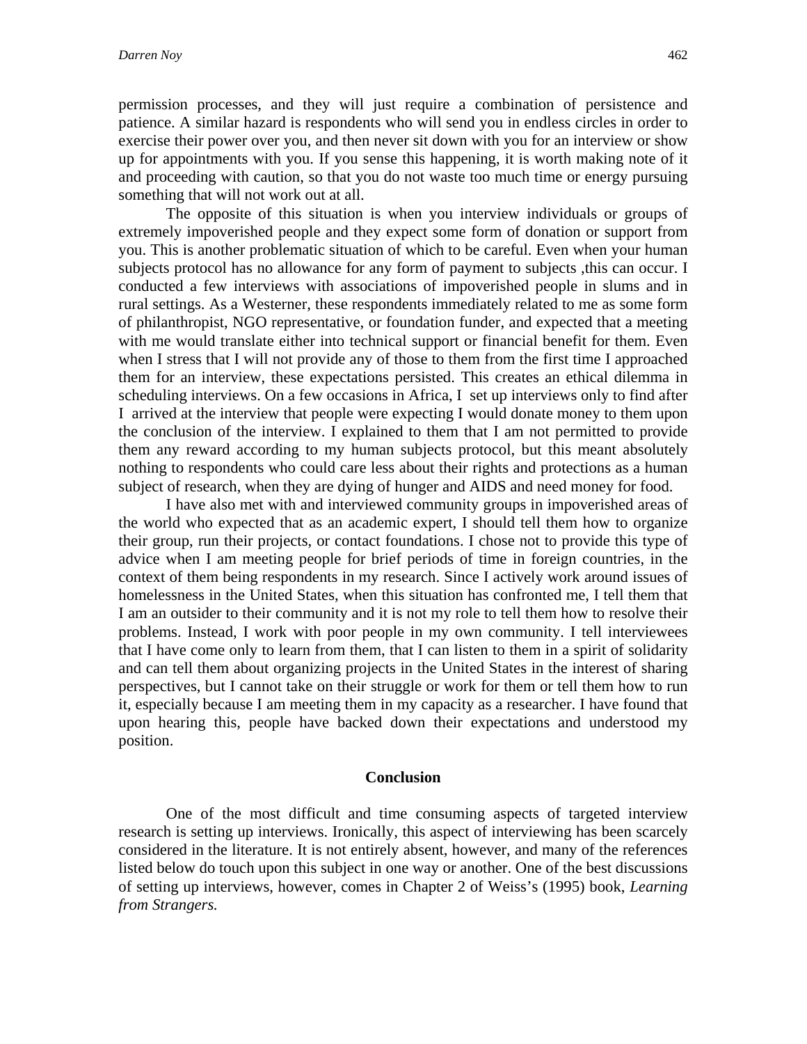permission processes, and they will just require a combination of persistence and patience. A similar hazard is respondents who will send you in endless circles in order to exercise their power over you, and then never sit down with you for an interview or show up for appointments with you. If you sense this happening, it is worth making note of it and proceeding with caution, so that you do not waste too much time or energy pursuing something that will not work out at all.

The opposite of this situation is when you interview individuals or groups of extremely impoverished people and they expect some form of donation or support from you. This is another problematic situation of which to be careful. Even when your human subjects protocol has no allowance for any form of payment to subjects ,this can occur. I conducted a few interviews with associations of impoverished people in slums and in rural settings. As a Westerner, these respondents immediately related to me as some form of philanthropist, NGO representative, or foundation funder, and expected that a meeting with me would translate either into technical support or financial benefit for them. Even when I stress that I will not provide any of those to them from the first time I approached them for an interview, these expectations persisted. This creates an ethical dilemma in scheduling interviews. On a few occasions in Africa, I set up interviews only to find after I arrived at the interview that people were expecting I would donate money to them upon the conclusion of the interview. I explained to them that I am not permitted to provide them any reward according to my human subjects protocol, but this meant absolutely nothing to respondents who could care less about their rights and protections as a human subject of research, when they are dying of hunger and AIDS and need money for food.

I have also met with and interviewed community groups in impoverished areas of the world who expected that as an academic expert, I should tell them how to organize their group, run their projects, or contact foundations. I chose not to provide this type of advice when I am meeting people for brief periods of time in foreign countries, in the context of them being respondents in my research. Since I actively work around issues of homelessness in the United States, when this situation has confronted me, I tell them that I am an outsider to their community and it is not my role to tell them how to resolve their problems. Instead, I work with poor people in my own community. I tell interviewees that I have come only to learn from them, that I can listen to them in a spirit of solidarity and can tell them about organizing projects in the United States in the interest of sharing perspectives, but I cannot take on their struggle or work for them or tell them how to run it, especially because I am meeting them in my capacity as a researcher. I have found that upon hearing this, people have backed down their expectations and understood my position.

## Conclusion

One of the most difficult and time consuming aspects of targeted interview research is setting up interviews. Ironically, this aspect of interviewing has been scarcely considered in the literature. It is not entirely absent, however, and many of the references listed below do touch upon this subject in one way or another. One of the best discussions of setting up interviews, however, comes in Chapter 2 of Weiss's (1995) book, *Learning from Strangers.*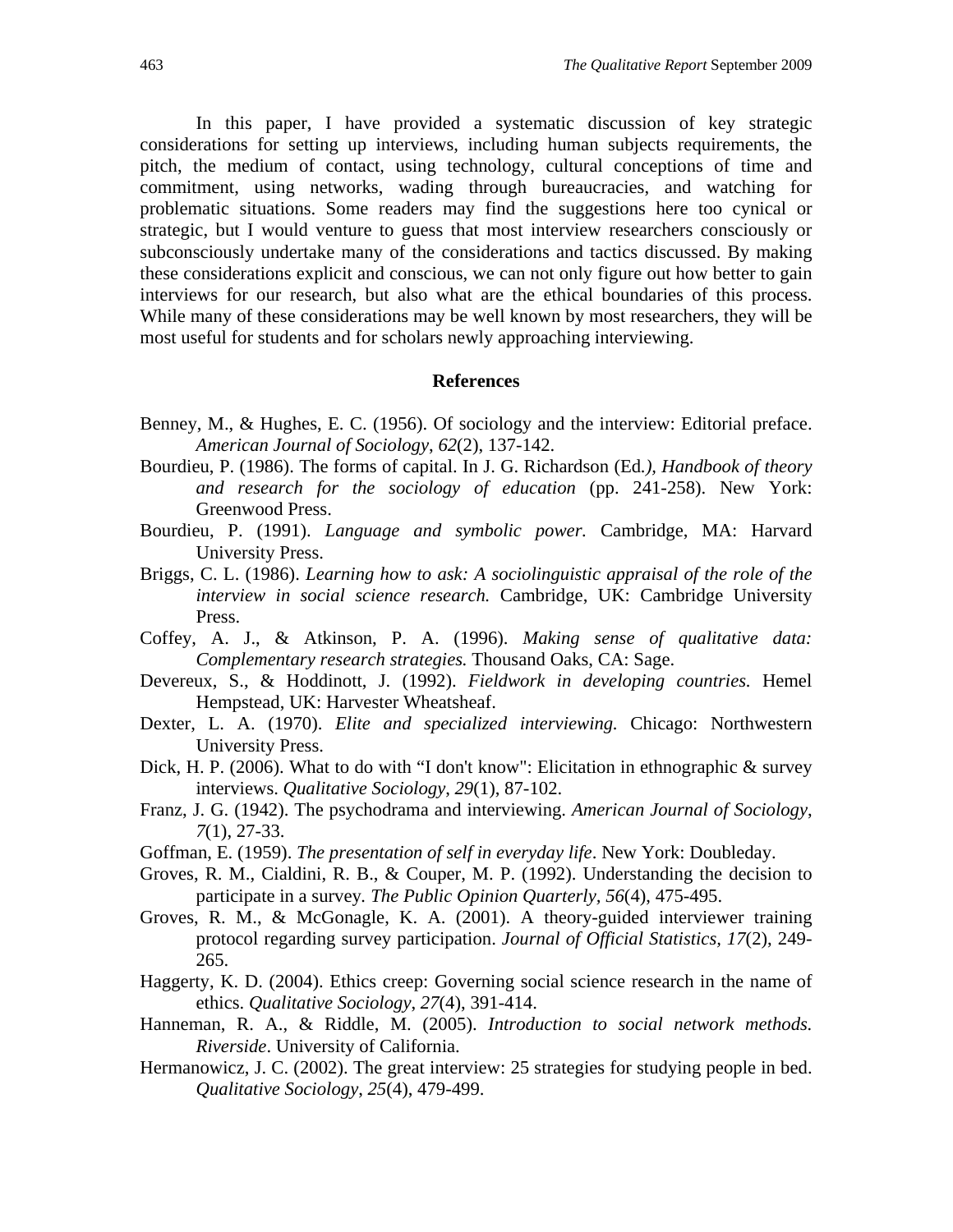In this paper, I have provided a systematic discussion of key strategic considerations for setting up interviews, including human subjects requirements, the pitch, the medium of contact, using technology, cultural conceptions of time and commitment, using networks, wading through bureaucracies, and watching for problematic situations. Some readers may find the suggestions here too cynical or strategic, but I would venture to guess that most interview researchers consciously or subconsciously undertake many of the considerations and tactics discussed. By making these considerations explicit and conscious, we can not only figure out how better to gain interviews for our research, but also what are the ethical boundaries of this process. While many of these considerations may be well known by most researchers, they will be most useful for students and for scholars newly approaching interviewing.

## References

Benney, M., & Hughes, E. C. (1956). Of sociology and the interview: Editorial preface. *American Journal of Sociology*, *62*(2), 137-142.

Bourdieu, P. (1986). The forms of capital. In J. G. Richardson (Ed*.), Handbook of theory and research for the sociology of education* (pp. 241-258). New York: Greenwood Press.

Bourdieu, P. (1991). *Language and symbolic power.* Cambridge, MA: Harvard University Press.

Briggs, C. L. (1986). *Learning how to ask: A sociolinguistic appraisal of the role of the interview in social science research.* Cambridge, UK: Cambridge University Press.

Coffey, A. J., & Atkinson, P. A. (1996). *Making sense of qualitative data: Complementary research strategies.* Thousand Oaks, CA: Sage.

Devereux, S., & Hoddinott, J. (1992). *Fieldwork in developing countries.* Hemel Hempstead, UK: Harvester Wheatsheaf.

Dexter, L. A. (1970). *Elite and specialized interviewing.* Chicago: Northwestern University Press.

Dick, H. P. (2006). What to do with "I don't know": Elicitation in ethnographic & survey interviews. *Qualitative Sociology*, *29*(1), 87-102.

Franz, J. G. (1942). The psychodrama and interviewing. *American Journal of Sociology*, *7*(1), 27-33.

Goffman, E. (1959). *The presentation of self in everyday life*. New York: Doubleday.

Groves, R. M., Cialdini, R. B., & Couper, M. P. (1992). Understanding the decision to participate in a survey. *The Public Opinion Quarterly, 56*(4), 475-495.

Groves, R. M., & McGonagle, K. A. (2001). A theory-guided interviewer training protocol regarding survey participation. *Journal of Official Statistics, 17*(2), 249-265.

Haggerty, K. D. (2004). Ethics creep: Governing social science research in the name of ethics. *Qualitative Sociology*, *27*(4), 391-414.

Hanneman, R. A., & Riddle, M. (2005). *Introduction to social network methods. Riverside*. University of California.

Hermanowicz, J. C. (2002). The great interview: 25 strategies for studying people in bed. *Qualitative Sociology*, *25*(4), 479-499.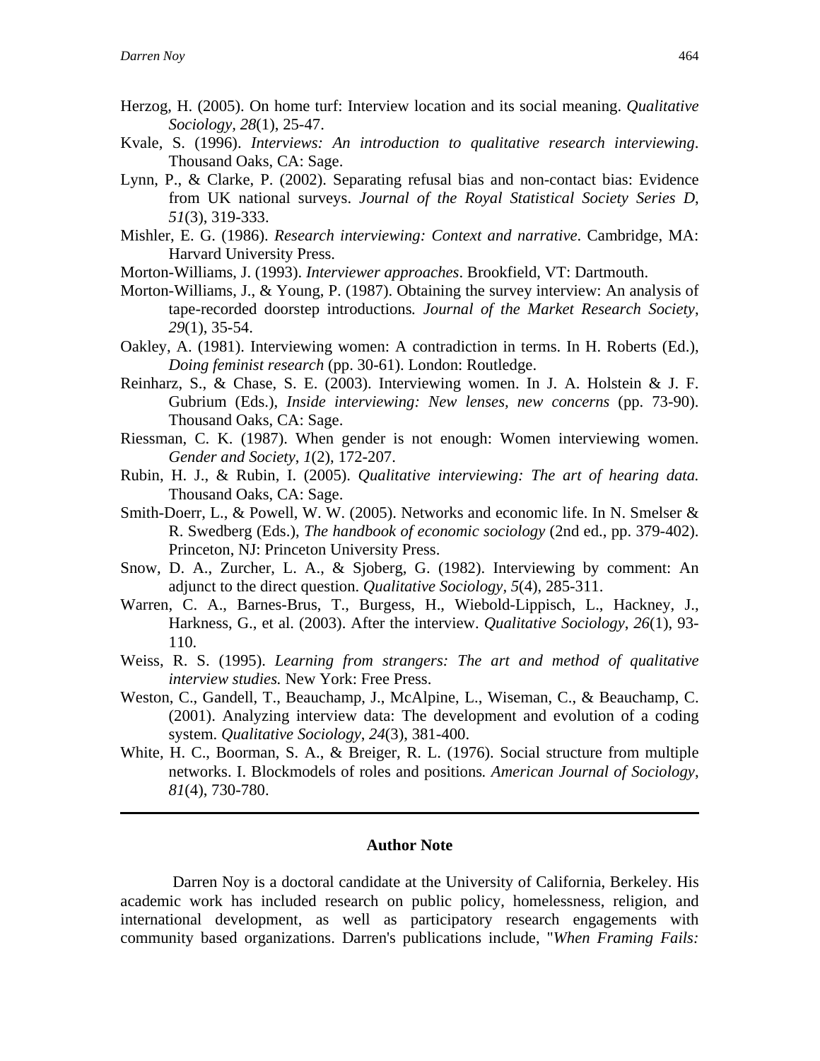Herzog, H. (2005). On home turf: Interview location and its social meaning. *Qualitative Sociology*, *28*(1), 25-47.

Kvale, S. (1996). *Interviews: An introduction to qualitative research interviewing*. Thousand Oaks, CA: Sage.

Lynn, P., & Clarke, P. (2002). Separating refusal bias and non-contact bias: Evidence from UK national surveys. *Journal of the Royal Statistical Society Series D*, *51*(3), 319-333.

Mishler, E. G. (1986). *Research interviewing: Context and narrative*. Cambridge, MA: Harvard University Press.

Morton-Williams, J. (1993). *Interviewer approaches*. Brookfield, VT: Dartmouth.

Morton-Williams, J., & Young, P. (1987). Obtaining the survey interview: An analysis of tape-recorded doorstep introductions*.* *Journal of the Market Research Society*, *29*(1), 35-54.

Oakley, A. (1981). Interviewing women: A contradiction in terms. In H. Roberts (Ed.), *Doing feminist research* (pp. 30-61). London: Routledge.

Reinharz, S., & Chase, S. E. (2003). Interviewing women. In J. A. Holstein & J. F. Gubrium (Eds.), *Inside interviewing: New lenses, new concerns* (pp. 73-90). Thousand Oaks, CA: Sage.

Riessman, C. K. (1987). When gender is not enough: Women interviewing women. *Gender and Society*, *1*(2), 172-207.

Rubin, H. J., & Rubin, I. (2005). *Qualitative interviewing: The art of hearing data.* Thousand Oaks, CA: Sage.

Smith-Doerr, L., & Powell, W. W. (2005). Networks and economic life. In N. Smelser & R. Swedberg (Eds.), *The handbook of economic sociology* (2nd ed., pp. 379-402). Princeton, NJ: Princeton University Press.

Snow, D. A., Zurcher, L. A., & Sjoberg, G. (1982). Interviewing by comment: An adjunct to the direct question. *Qualitative Sociology*, *5*(4), 285-311.

Warren, C. A., Barnes-Brus, T., Burgess, H., Wiebold-Lippisch, L., Hackney, J., Harkness, G., et al. (2003). After the interview. *Qualitative Sociology*, *26*(1), 93-110.

Weiss, R. S. (1995). *Learning from strangers: The art and method of qualitative interview studies.* New York: Free Press.

Weston, C., Gandell, T., Beauchamp, J., McAlpine, L., Wiseman, C., & Beauchamp, C. (2001). Analyzing interview data: The development and evolution of a coding system. *Qualitative Sociology*, *24*(3), 381-400.

White, H. C., Boorman, S. A., & Breiger, R. L. (1976). Social structure from multiple networks. I. Blockmodels of roles and positions*.* *American Journal of Sociology*, *81*(4), 730-780.

---

## Author Note

Darren Noy is a doctoral candidate at the University of California, Berkeley. His academic work has included research on public policy, homelessness, religion, and international development, as well as participatory research engagements with community based organizations. Darren's publications include, "*When Framing Fails:*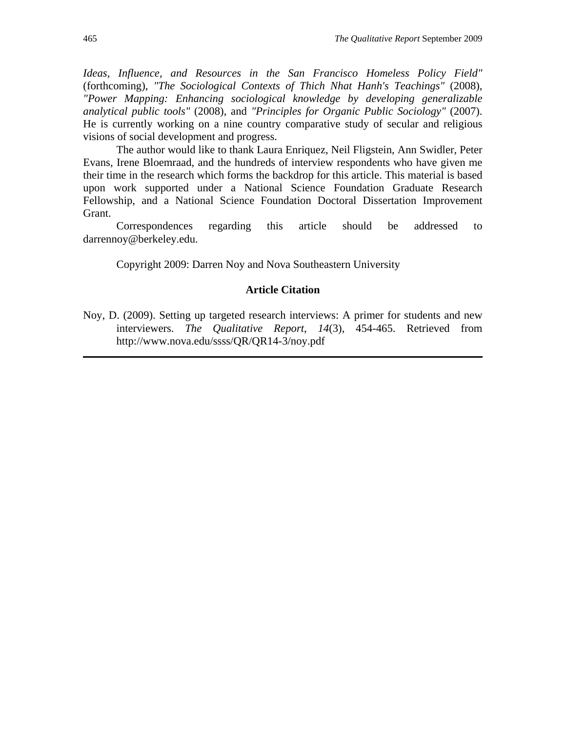*Ideas, Influence, and Resources in the San Francisco Homeless Policy Field"* (forthcoming), *"The Sociological Contexts of Thich Nhat Hanh's Teachings"* (2008), *"Power Mapping: Enhancing sociological knowledge by developing generalizable analytical public tools"* (2008), and *"Principles for Organic Public Sociology"* (2007). He is currently working on a nine country comparative study of secular and religious visions of social development and progress.

The author would like to thank Laura Enriquez, Neil Fligstein, Ann Swidler, Peter Evans, Irene Bloemraad, and the hundreds of interview respondents who have given me their time in the research which forms the backdrop for this article. This material is based upon work supported under a National Science Foundation Graduate Research Fellowship, and a National Science Foundation Doctoral Dissertation Improvement Grant.

Correspondences regarding this article should be addressed to darrennoy@berkeley.edu.

Copyright 2009: Darren Noy and Nova Southeastern University

### Article Citation

Noy, D. (2009). Setting up targeted research interviews: A primer for students and new interviewers. *The Qualitative Report*, *14*(3), 454-465. Retrieved from http://www.nova.edu/ssss/QR/QR14-3/noy.pdf